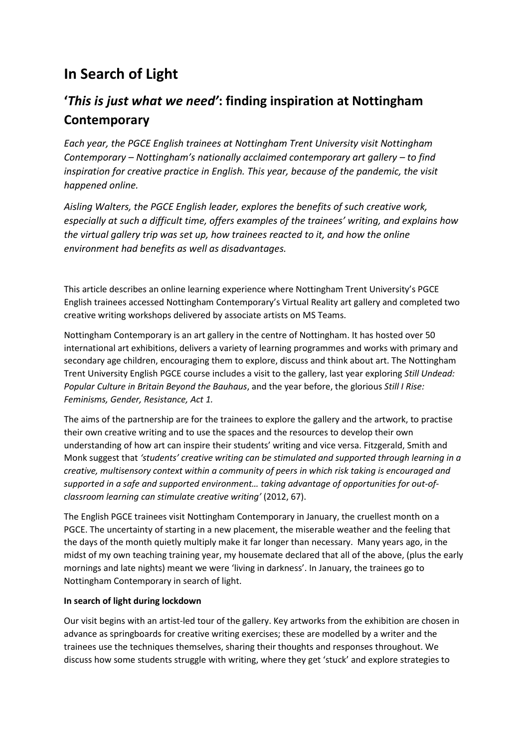# In Search of Light

## '*This is just what we need*': finding inspiration at Nottingham Contemporary

*Each year, the PGCE English trainees at Nottingham Trent University visit Nottingham Contemporary – Nottingham's nationally acclaimed contemporary art gallery – to find inspiration for creative practice in English. This year, because of the pandemic, the visit happened online.*

*Aisling Walters, the PGCE English leader, explores the benefits of such creative work, especially at such a difficult time, offers examples of the trainees' writing, and explains how the virtual gallery trip was set up, how trainees reacted to it, and how the online environment had benefits as well as disadvantages.*

This article describes an online learning experience where Nottingham Trent University's PGCE English trainees accessed Nottingham Contemporary's Virtual Reality art gallery and completed two creative writing workshops delivered by associate artists on MS Teams.

Nottingham Contemporary is an art gallery in the centre of Nottingham. It has hosted over 50 international art exhibitions, delivers a variety of learning programmes and works with primary and secondary age children, encouraging them to explore, discuss and think about art. The Nottingham Trent University English PGCE course includes a visit to the gallery, last year exploring *Still Undead: Popular Culture in Britain Beyond the Bauhaus*, and the year before, the glorious *Still I Rise: Feminisms, Gender, Resistance, Act 1.*

The aims of the partnership are for the trainees to explore the gallery and the artwork, to practise their own creative writing and to use the spaces and the resources to develop their own understanding of how art can inspire their students' writing and vice versa. Fitzgerald, Smith and Monk suggest that *'students' creative writing can be stimulated and supported through learning in a creative, multisensory context within a community of peers in which risk taking is encouraged and supported in a safe and supported environment… taking advantage of opportunities for out-of-classroom learning can stimulate creative writing'* (2012, 67).

The English PGCE trainees visit Nottingham Contemporary in January, the cruellest month on a PGCE. The uncertainty of starting in a new placement, the miserable weather and the feeling that the days of the month quietly multiply make it far longer than necessary. Many years ago, in the midst of my own teaching training year, my housemate declared that all of the above, (plus the early mornings and late nights) meant we were 'living in darkness'. In January, the trainees go to Nottingham Contemporary in search of light.

**In search of light during lockdown**

Our visit begins with an artist-led tour of the gallery. Key artworks from the exhibition are chosen in advance as springboards for creative writing exercises; these are modelled by a writer and the trainees use the techniques themselves, sharing their thoughts and responses throughout. We discuss how some students struggle with writing, where they get 'stuck' and explore strategies to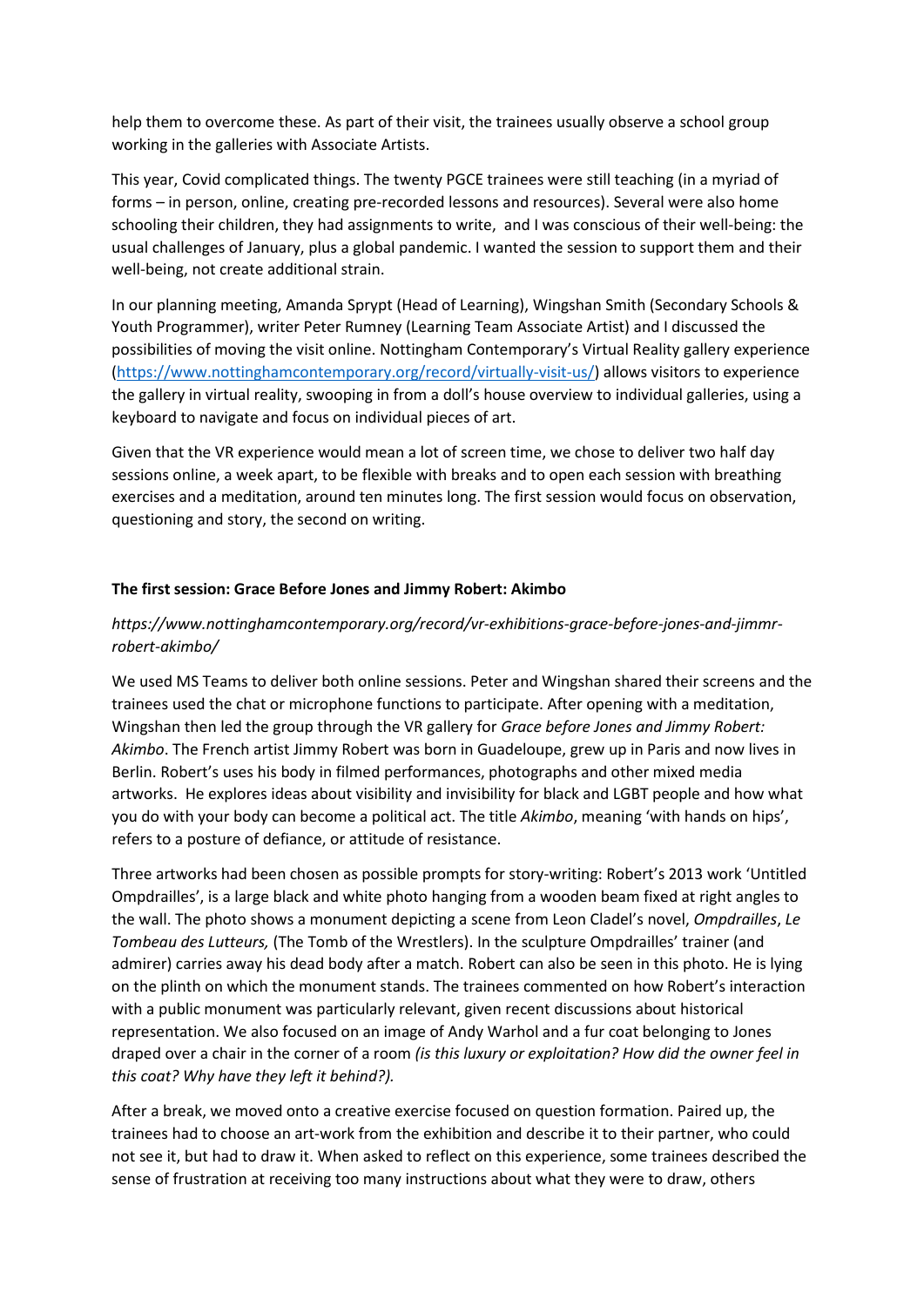help them to overcome these. As part of their visit, the trainees usually observe a school group working in the galleries with Associate Artists.

This year, Covid complicated things. The twenty PGCE trainees were still teaching (in a myriad of forms – in person, online, creating pre-recorded lessons and resources). Several were also home schooling their children, they had assignments to write, and I was conscious of their well-being: the usual challenges of January, plus a global pandemic. I wanted the session to support them and their well-being, not create additional strain.

In our planning meeting, Amanda Sprypt (Head of Learning), Wingshan Smith (Secondary Schools & Youth Programmer), writer Peter Rumney (Learning Team Associate Artist) and I discussed the possibilities of moving the visit online. Nottingham Contemporary's Virtual Reality gallery experience (https://www.nottinghamcontemporary.org/record/virtually-visit-us/) allows visitors to experience the gallery in virtual reality, swooping in from a doll's house overview to individual galleries, using a keyboard to navigate and focus on individual pieces of art.

Given that the VR experience would mean a lot of screen time, we chose to deliver two half day sessions online, a week apart, to be flexible with breaks and to open each session with breathing exercises and a meditation, around ten minutes long. The first session would focus on observation, questioning and story, the second on writing.

**The first session: Grace Before Jones and Jimmy Robert: Akimbo**

*https://www.nottinghamcontemporary.org/record/vr-exhibitions-grace-before-jones-and-jimmr-robert-akimbo/*

We used MS Teams to deliver both online sessions. Peter and Wingshan shared their screens and the trainees used the chat or microphone functions to participate. After opening with a meditation, Wingshan then led the group through the VR gallery for *Grace before Jones and Jimmy Robert: Akimbo*. The French artist Jimmy Robert was born in Guadeloupe, grew up in Paris and now lives in Berlin. Robert's uses his body in filmed performances, photographs and other mixed media artworks. He explores ideas about visibility and invisibility for black and LGBT people and how what you do with your body can become a political act. The title *Akimbo*, meaning 'with hands on hips', refers to a posture of defiance, or attitude of resistance.

Three artworks had been chosen as possible prompts for story-writing: Robert's 2013 work 'Untitled Ompdrailles', is a large black and white photo hanging from a wooden beam fixed at right angles to the wall. The photo shows a monument depicting a scene from Leon Cladel's novel, *Ompdrailles*, *Le Tombeau des Lutteurs,* (The Tomb of the Wrestlers). In the sculpture Ompdrailles' trainer (and admirer) carries away his dead body after a match. Robert can also be seen in this photo. He is lying on the plinth on which the monument stands. The trainees commented on how Robert's interaction with a public monument was particularly relevant, given recent discussions about historical representation. We also focused on an image of Andy Warhol and a fur coat belonging to Jones draped over a chair in the corner of a room *(is this luxury or exploitation? How did the owner feel in this coat? Why have they left it behind?).*

After a break, we moved onto a creative exercise focused on question formation. Paired up, the trainees had to choose an art-work from the exhibition and describe it to their partner, who could not see it, but had to draw it. When asked to reflect on this experience, some trainees described the sense of frustration at receiving too many instructions about what they were to draw, others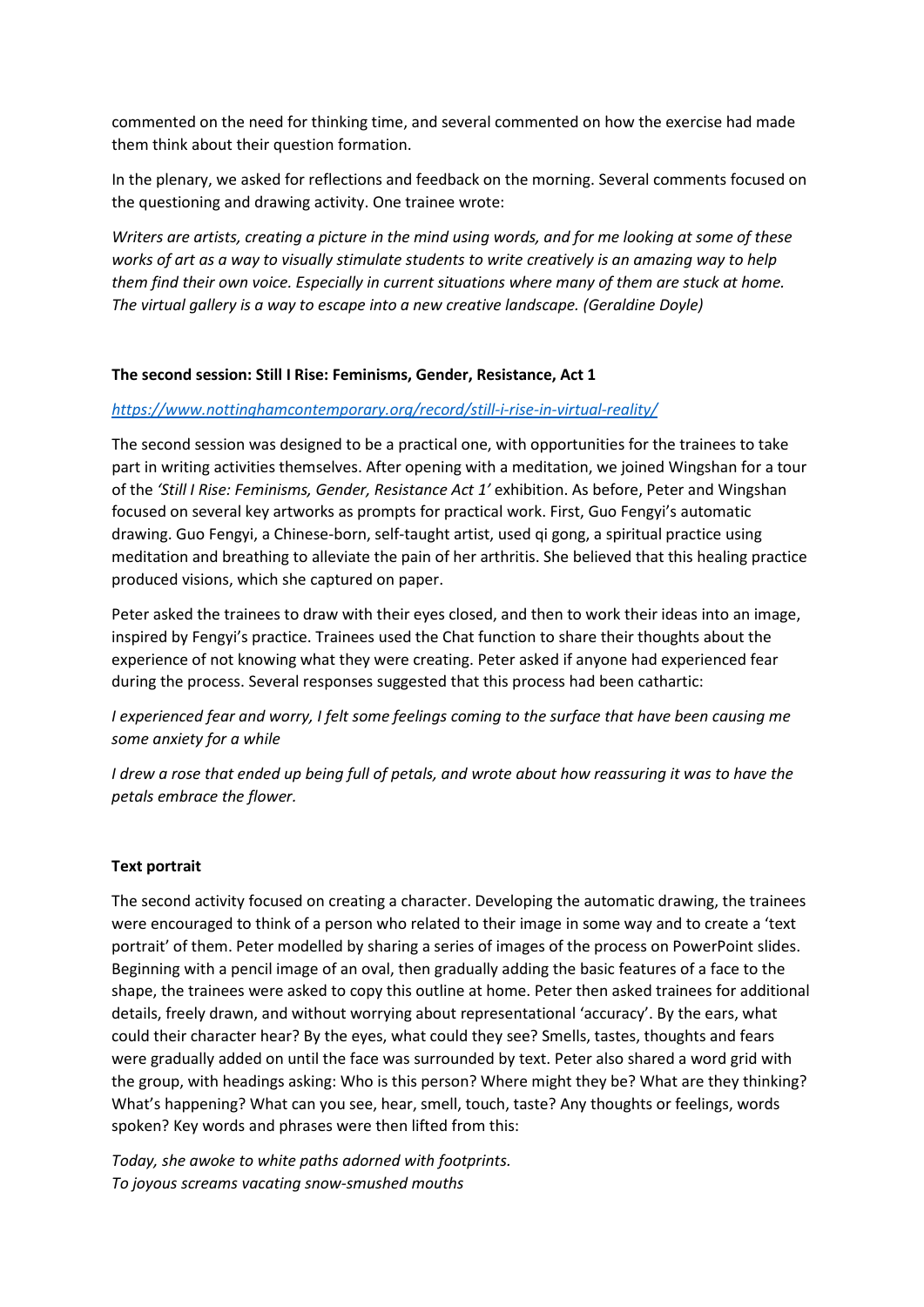commented on the need for thinking time, and several commented on how the exercise had made them think about their question formation.

In the plenary, we asked for reflections and feedback on the morning. Several comments focused on the questioning and drawing activity. One trainee wrote:

*Writers are artists, creating a picture in the mind using words, and for me looking at some of these works of art as a way to visually stimulate students to write creatively is an amazing way to help them find their own voice. Especially in current situations where many of them are stuck at home. The virtual gallery is a way to escape into a new creative landscape. (Geraldine Doyle)*

**The second session: Still I Rise: Feminisms, Gender, Resistance, Act 1**

[https://www.nottinghamcontemporary.org/record/still-i-rise-in-virtual-reality/](https://www.nottinghamcontemporary.org/record/still-i-rise-in-virtual-reality/)

The second session was designed to be a practical one, with opportunities for the trainees to take part in writing activities themselves. After opening with a meditation, we joined Wingshan for a tour of the *'Still I Rise: Feminisms, Gender, Resistance Act 1'* exhibition. As before, Peter and Wingshan focused on several key artworks as prompts for practical work. First, Guo Fengyi's automatic drawing. Guo Fengyi, a Chinese-born, self-taught artist, used qi gong, a spiritual practice using meditation and breathing to alleviate the pain of her arthritis. She believed that this healing practice produced visions, which she captured on paper.

Peter asked the trainees to draw with their eyes closed, and then to work their ideas into an image, inspired by Fengyi's practice. Trainees used the Chat function to share their thoughts about the experience of not knowing what they were creating. Peter asked if anyone had experienced fear during the process. Several responses suggested that this process had been cathartic:

*I experienced fear and worry, I felt some feelings coming to the surface that have been causing me some anxiety for a while*

*I drew a rose that ended up being full of petals, and wrote about how reassuring it was to have the petals embrace the flower.*

**Text portrait**

The second activity focused on creating a character. Developing the automatic drawing, the trainees were encouraged to think of a person who related to their image in some way and to create a 'text portrait' of them. Peter modelled by sharing a series of images of the process on PowerPoint slides. Beginning with a pencil image of an oval, then gradually adding the basic features of a face to the shape, the trainees were asked to copy this outline at home. Peter then asked trainees for additional details, freely drawn, and without worrying about representational 'accuracy'. By the ears, what could their character hear? By the eyes, what could they see? Smells, tastes, thoughts and fears were gradually added on until the face was surrounded by text. Peter also shared a word grid with the group, with headings asking: Who is this person? Where might they be? What are they thinking? What's happening? What can you see, hear, smell, touch, taste? Any thoughts or feelings, words spoken? Key words and phrases were then lifted from this:

*Today, she awoke to white paths adorned with footprints.*
*To joyous screams vacating snow-smushed mouths*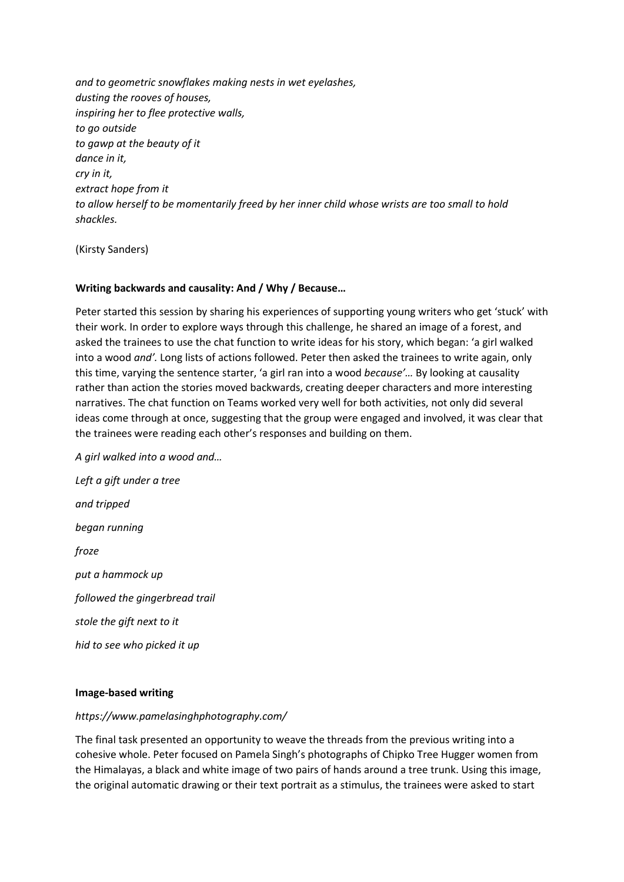*and to geometric snowflakes making nests in wet eyelashes,*
*dusting the rooves of houses,*
*inspiring her to flee protective walls,*
*to go outside*
*to gawp at the beauty of it*
*dance in it,*
*cry in it,*
*extract hope from it*
*to allow herself to be momentarily freed by her inner child whose wrists are too small to hold shackles.*

(Kirsty Sanders)

**Writing backwards and causality: And / Why / Because…**

Peter started this session by sharing his experiences of supporting young writers who get 'stuck' with their work. In order to explore ways through this challenge, he shared an image of a forest, and asked the trainees to use the chat function to write ideas for his story, which began: 'a girl walked into a wood *and'.* Long lists of actions followed. Peter then asked the trainees to write again, only this time, varying the sentence starter, 'a girl ran into a wood *because'…* By looking at causality rather than action the stories moved backwards, creating deeper characters and more interesting narratives. The chat function on Teams worked very well for both activities, not only did several ideas come through at once, suggesting that the group were engaged and involved, it was clear that the trainees were reading each other's responses and building on them.

*A girl walked into a wood and…*

*Left a gift under a tree*

*and tripped*

*began running*

*froze*

*put a hammock up*

*followed the gingerbread trail*

*stole the gift next to it*

*hid to see who picked it up*

**Image-based writing**

*https://www.pamelasinghphotography.com/*

The final task presented an opportunity to weave the threads from the previous writing into a cohesive whole. Peter focused on Pamela Singh's photographs of Chipko Tree Hugger women from the Himalayas, a black and white image of two pairs of hands around a tree trunk. Using this image, the original automatic drawing or their text portrait as a stimulus, the trainees were asked to start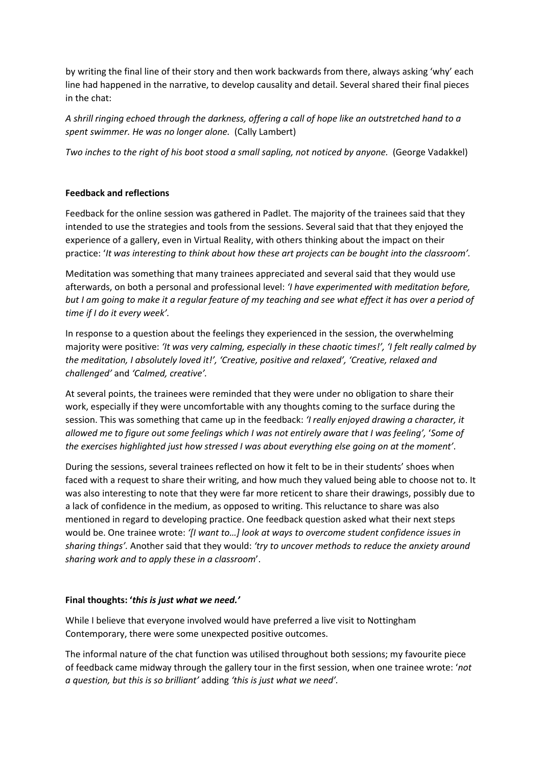by writing the final line of their story and then work backwards from there, always asking 'why' each line had happened in the narrative, to develop causality and detail. Several shared their final pieces in the chat:

*A shrill ringing echoed through the darkness, offering a call of hope like an outstretched hand to a spent swimmer. He was no longer alone.* (Cally Lambert)

*Two inches to the right of his boot stood a small sapling, not noticed by anyone.* (George Vadakkel)

**Feedback and reflections**

Feedback for the online session was gathered in Padlet. The majority of the trainees said that they intended to use the strategies and tools from the sessions. Several said that that they enjoyed the experience of a gallery, even in Virtual Reality, with others thinking about the impact on their practice: '*It was interesting to think about how these art projects can be bought into the classroom'*.

Meditation was something that many trainees appreciated and several said that they would use afterwards, on both a personal and professional level: *'I have experimented with meditation before, but I am going to make it a regular feature of my teaching and see what effect it has over a period of time if I do it every week'.*

In response to a question about the feelings they experienced in the session, the overwhelming majority were positive: *'It was very calming, especially in these chaotic times!', 'I felt really calmed by the meditation, I absolutely loved it!', 'Creative, positive and relaxed', 'Creative, relaxed and challenged'* and *'Calmed, creative'.*

At several points, the trainees were reminded that they were under no obligation to share their work, especially if they were uncomfortable with any thoughts coming to the surface during the session. This was something that came up in the feedback: *'I really enjoyed drawing a character, it allowed me to figure out some feelings which I was not entirely aware that I was feeling'*, '*Some of the exercises highlighted just how stressed I was about everything else going on at the moment'*.

During the sessions, several trainees reflected on how it felt to be in their students' shoes when faced with a request to share their writing, and how much they valued being able to choose not to. It was also interesting to note that they were far more reticent to share their drawings, possibly due to a lack of confidence in the medium, as opposed to writing. This reluctance to share was also mentioned in regard to developing practice. One feedback question asked what their next steps would be. One trainee wrote: *'[I want to…] look at ways to overcome student confidence issues in sharing things'.* Another said that they would: *'try to uncover methods to reduce the anxiety around sharing work and to apply these in a classroom*'.

**Final thoughts: '*this is just what we need.'***

While I believe that everyone involved would have preferred a live visit to Nottingham Contemporary, there were some unexpected positive outcomes.

The informal nature of the chat function was utilised throughout both sessions; my favourite piece of feedback came midway through the gallery tour in the first session, when one trainee wrote: '*not a question, but this is so brilliant'* adding *'this is just what we need'.*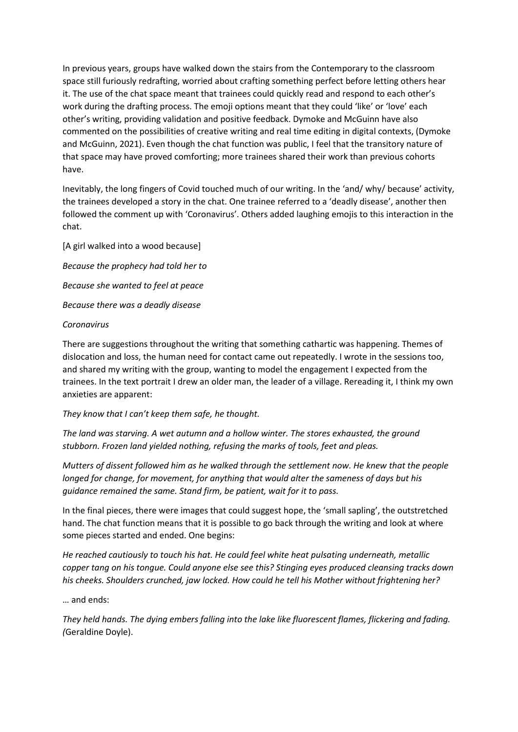In previous years, groups have walked down the stairs from the Contemporary to the classroom space still furiously redrafting, worried about crafting something perfect before letting others hear it. The use of the chat space meant that trainees could quickly read and respond to each other's work during the drafting process. The emoji options meant that they could 'like' or 'love' each other's writing, providing validation and positive feedback. Dymoke and McGuinn have also commented on the possibilities of creative writing and real time editing in digital contexts, (Dymoke and McGuinn, 2021). Even though the chat function was public, I feel that the transitory nature of that space may have proved comforting; more trainees shared their work than previous cohorts have.

Inevitably, the long fingers of Covid touched much of our writing. In the 'and/ why/ because' activity, the trainees developed a story in the chat. One trainee referred to a 'deadly disease', another then followed the comment up with 'Coronavirus'. Others added laughing emojis to this interaction in the chat.

[A girl walked into a wood because]

*Because the prophecy had told her to*

*Because she wanted to feel at peace*

*Because there was a deadly disease*

*Coronavirus*

There are suggestions throughout the writing that something cathartic was happening. Themes of dislocation and loss, the human need for contact came out repeatedly. I wrote in the sessions too, and shared my writing with the group, wanting to model the engagement I expected from the trainees. In the text portrait I drew an older man, the leader of a village. Rereading it, I think my own anxieties are apparent:

*They know that I can't keep them safe, he thought.*

*The land was starving. A wet autumn and a hollow winter. The stores exhausted, the ground stubborn. Frozen land yielded nothing, refusing the marks of tools, feet and pleas.*

*Mutters of dissent followed him as he walked through the settlement now. He knew that the people longed for change, for movement, for anything that would alter the sameness of days but his guidance remained the same. Stand firm, be patient, wait for it to pass.*

In the final pieces, there were images that could suggest hope, the 'small sapling', the outstretched hand. The chat function means that it is possible to go back through the writing and look at where some pieces started and ended. One begins:

*He reached cautiously to touch his hat. He could feel white heat pulsating underneath, metallic copper tang on his tongue. Could anyone else see this? Stinging eyes produced cleansing tracks down his cheeks. Shoulders crunched, jaw locked. How could he tell his Mother without frightening her?*

… and ends:

*They held hands. The dying embers falling into the lake like fluorescent flames, flickering and fading. (*Geraldine Doyle).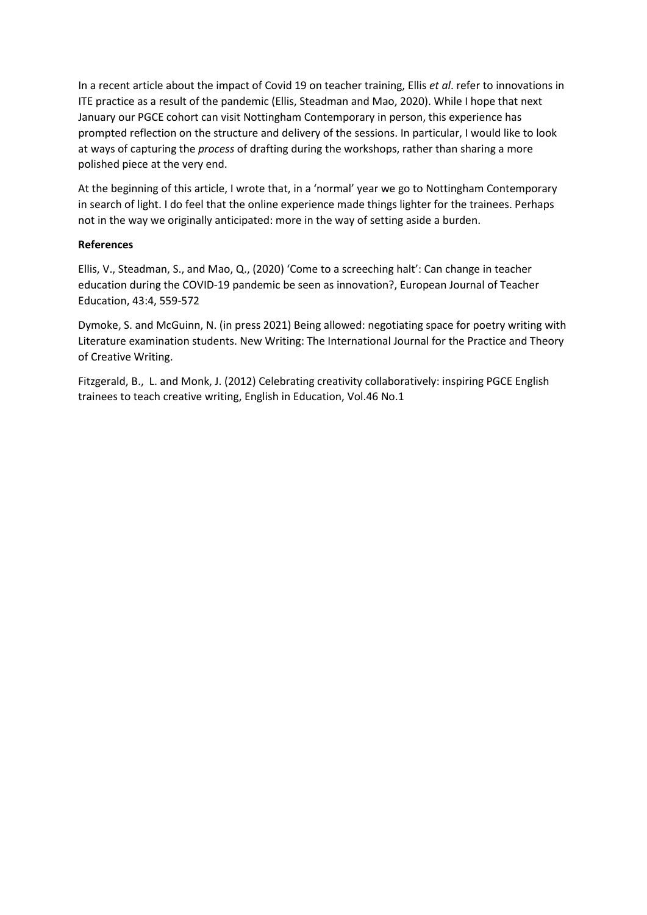In a recent article about the impact of Covid 19 on teacher training, Ellis *et al*. refer to innovations in ITE practice as a result of the pandemic (Ellis, Steadman and Mao, 2020). While I hope that next January our PGCE cohort can visit Nottingham Contemporary in person, this experience has prompted reflection on the structure and delivery of the sessions. In particular, I would like to look at ways of capturing the *process* of drafting during the workshops, rather than sharing a more polished piece at the very end.

At the beginning of this article, I wrote that, in a 'normal' year we go to Nottingham Contemporary in search of light. I do feel that the online experience made things lighter for the trainees. Perhaps not in the way we originally anticipated: more in the way of setting aside a burden.

**References**

Ellis, V., Steadman, S., and Mao, Q., (2020) 'Come to a screeching halt': Can change in teacher education during the COVID-19 pandemic be seen as innovation?, European Journal of Teacher Education, 43:4, 559-572

Dymoke, S. and McGuinn, N. (in press 2021) Being allowed: negotiating space for poetry writing with Literature examination students. New Writing: The International Journal for the Practice and Theory of Creative Writing.

Fitzgerald, B., L. and Monk, J. (2012) Celebrating creativity collaboratively: inspiring PGCE English trainees to teach creative writing, English in Education, Vol.46 No.1